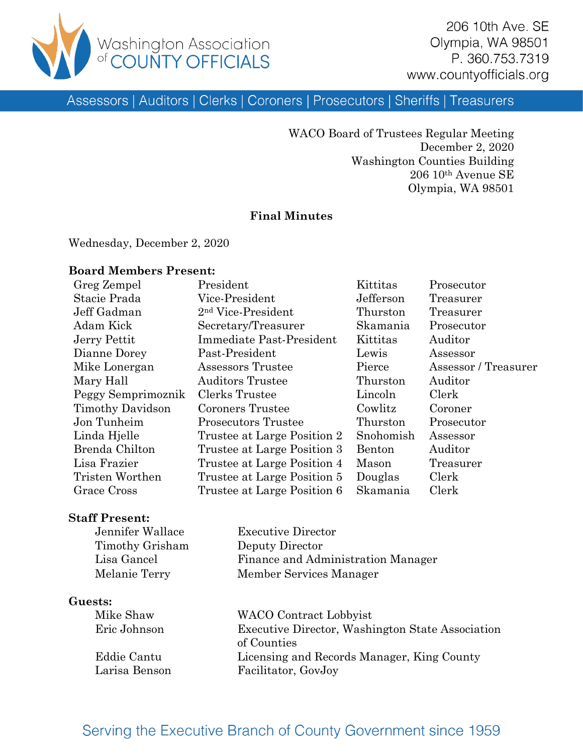Washington Association of COUNTY OFFICIALS

206 10th Ave. SE
Olympia, WA 98501
P. 360.753.7319
www.countyofficials.org

Assessors | Auditors | Clerks | Coroners | Prosecutors | Sheriffs | Treasurers

WACO Board of Trustees Regular Meeting
December 2, 2020
Washington Counties Building
206 10th Avenue SE
Olympia, WA 98501

**Final Minutes**

Wednesday, December 2, 2020

**Board Members Present:**

| | | | |
|---|---|---|---|
| Greg Zempel | President | Kittitas | Prosecutor |
| Stacie Prada | Vice-President | Jefferson | Treasurer |
| Jeff Gadman | 2nd Vice-President | Thurston | Treasurer |
| Adam Kick | Secretary/Treasurer | Skamania | Prosecutor |
| Jerry Pettit | Immediate Past-President | Kittitas | Auditor |
| Dianne Dorey | Past-President | Lewis | Assessor |
| Mike Lonergan | Assessors Trustee | Pierce | Assessor / Treasurer |
| Mary Hall | Auditors Trustee | Thurston | Auditor |
| Peggy Semprimoznik | Clerks Trustee | Lincoln | Clerk |
| Timothy Davidson | Coroners Trustee | Cowlitz | Coroner |
| Jon Tunheim | Prosecutors Trustee | Thurston | Prosecutor |
| Linda Hjelle | Trustee at Large Position 2 | Snohomish | Assessor |
| Brenda Chilton | Trustee at Large Position 3 | Benton | Auditor |
| Lisa Frazier | Trustee at Large Position 4 | Mason | Treasurer |
| Tristen Worthen | Trustee at Large Position 5 | Douglas | Clerk |
| Grace Cross | Trustee at Large Position 6 | Skamania | Clerk |

**Staff Present:**

| | |
|---|---|
| Jennifer Wallace | Executive Director |
| Timothy Grisham | Deputy Director |
| Lisa Gancel | Finance and Administration Manager |
| Melanie Terry | Member Services Manager |

**Guests:**

| | |
|---|---|
| Mike Shaw | WACO Contract Lobbyist |
| Eric Johnson | Executive Director, Washington State Association of Counties |
| Eddie Cantu | Licensing and Records Manager, King County |
| Larisa Benson | Facilitator, GovJoy |

Serving the Executive Branch of County Government since 1959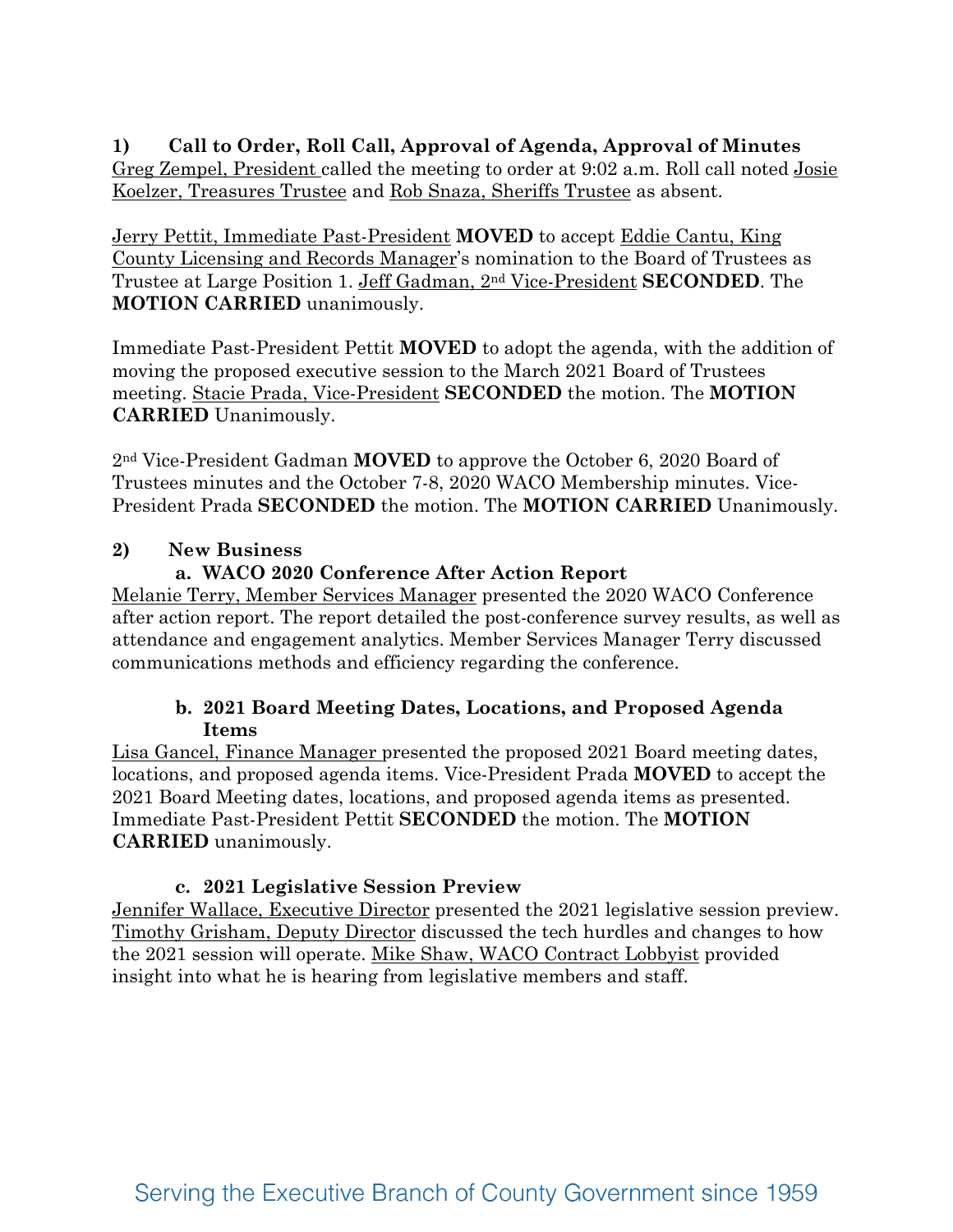## 1) Call to Order, Roll Call, Approval of Agenda, Approval of Minutes

Greg Zempel, President called the meeting to order at 9:02 a.m. Roll call noted Josie Koelzer, Treasures Trustee and Rob Snaza, Sheriffs Trustee as absent.

Jerry Pettit, Immediate Past-President **MOVED** to accept Eddie Cantu, King County Licensing and Records Manager's nomination to the Board of Trustees as Trustee at Large Position 1. Jeff Gadman, 2nd Vice-President **SECONDED**. The **MOTION CARRIED** unanimously.

Immediate Past-President Pettit **MOVED** to adopt the agenda, with the addition of moving the proposed executive session to the March 2021 Board of Trustees meeting. Stacie Prada, Vice-President **SECONDED** the motion. The **MOTION CARRIED** Unanimously.

2nd Vice-President Gadman **MOVED** to approve the October 6, 2020 Board of Trustees minutes and the October 7-8, 2020 WACO Membership minutes. Vice-President Prada **SECONDED** the motion. The **MOTION CARRIED** Unanimously.

## 2) New Business

### a. WACO 2020 Conference After Action Report

Melanie Terry, Member Services Manager presented the 2020 WACO Conference after action report. The report detailed the post-conference survey results, as well as attendance and engagement analytics. Member Services Manager Terry discussed communications methods and efficiency regarding the conference.

### b. 2021 Board Meeting Dates, Locations, and Proposed Agenda Items

Lisa Gancel, Finance Manager presented the proposed 2021 Board meeting dates, locations, and proposed agenda items. Vice-President Prada **MOVED** to accept the 2021 Board Meeting dates, locations, and proposed agenda items as presented. Immediate Past-President Pettit **SECONDED** the motion. The **MOTION CARRIED** unanimously.

### c. 2021 Legislative Session Preview

Jennifer Wallace, Executive Director presented the 2021 legislative session preview. Timothy Grisham, Deputy Director discussed the tech hurdles and changes to how the 2021 session will operate. Mike Shaw, WACO Contract Lobbyist provided insight into what he is hearing from legislative members and staff.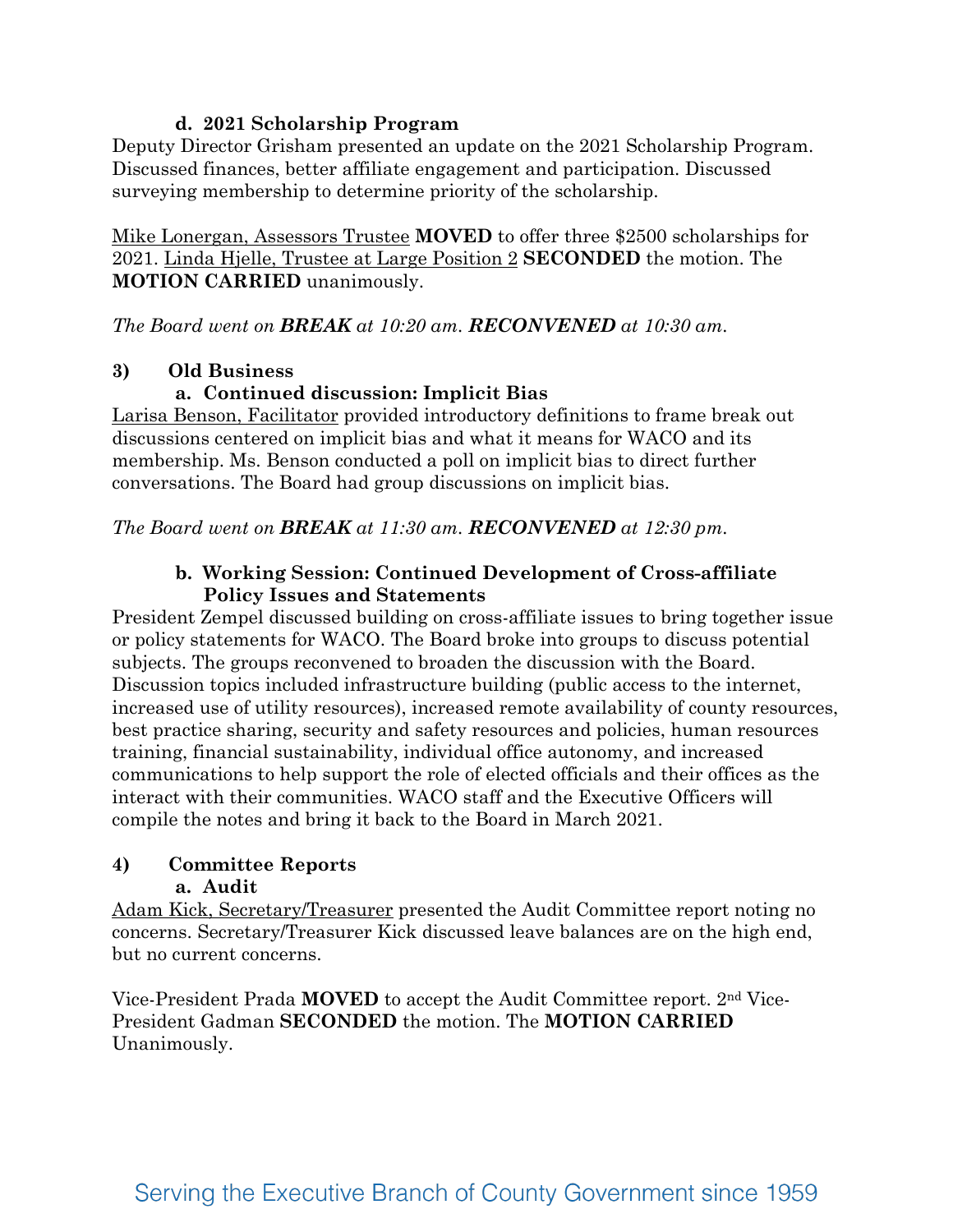#### d. 2021 Scholarship Program

Deputy Director Grisham presented an update on the 2021 Scholarship Program. Discussed finances, better affiliate engagement and participation. Discussed surveying membership to determine priority of the scholarship.

Mike Lonergan, Assessors Trustee **MOVED** to offer three $2500 scholarships for 2021. Linda Hjelle, Trustee at Large Position 2 **SECONDED** the motion. The **MOTION CARRIED** unanimously.

*The Board went on **BREAK** at 10:20 am. **RECONVENED** at 10:30 am.*

### 3) Old Business

#### a. Continued discussion: Implicit Bias

Larisa Benson, Facilitator provided introductory definitions to frame break out discussions centered on implicit bias and what it means for WACO and its membership. Ms. Benson conducted a poll on implicit bias to direct further conversations. The Board had group discussions on implicit bias.

*The Board went on **BREAK** at 11:30 am. **RECONVENED** at 12:30 pm.*

#### b. Working Session: Continued Development of Cross-affiliate Policy Issues and Statements

President Zempel discussed building on cross-affiliate issues to bring together issue or policy statements for WACO. The Board broke into groups to discuss potential subjects. The groups reconvened to broaden the discussion with the Board. Discussion topics included infrastructure building (public access to the internet, increased use of utility resources), increased remote availability of county resources, best practice sharing, security and safety resources and policies, human resources training, financial sustainability, individual office autonomy, and increased communications to help support the role of elected officials and their offices as the interact with their communities. WACO staff and the Executive Officers will compile the notes and bring it back to the Board in March 2021.

### 4) Committee Reports

#### a. Audit

Adam Kick, Secretary/Treasurer presented the Audit Committee report noting no concerns. Secretary/Treasurer Kick discussed leave balances are on the high end, but no current concerns.

Vice-President Prada **MOVED** to accept the Audit Committee report. 2nd Vice-President Gadman **SECONDED** the motion. The **MOTION CARRIED** Unanimously.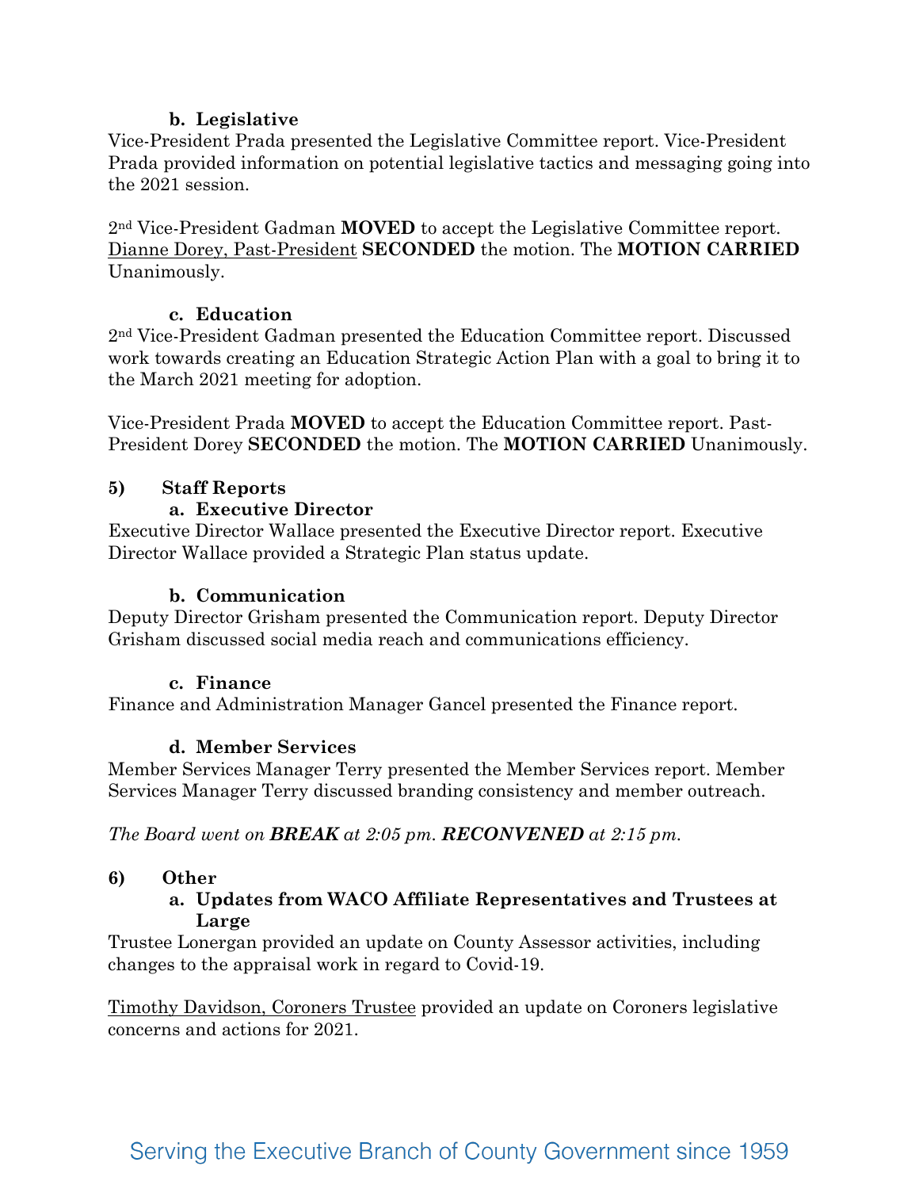### b. Legislative

Vice-President Prada presented the Legislative Committee report. Vice-President Prada provided information on potential legislative tactics and messaging going into the 2021 session.

2nd Vice-President Gadman **MOVED** to accept the Legislative Committee report. Dianne Dorey, Past-President **SECONDED** the motion. The **MOTION CARRIED** Unanimously.

### c. Education

2nd Vice-President Gadman presented the Education Committee report. Discussed work towards creating an Education Strategic Action Plan with a goal to bring it to the March 2021 meeting for adoption.

Vice-President Prada **MOVED** to accept the Education Committee report. Past-President Dorey **SECONDED** the motion. The **MOTION CARRIED** Unanimously.

## 5) Staff Reports

### a. Executive Director

Executive Director Wallace presented the Executive Director report. Executive Director Wallace provided a Strategic Plan status update.

### b. Communication

Deputy Director Grisham presented the Communication report. Deputy Director Grisham discussed social media reach and communications efficiency.

### c. Finance

Finance and Administration Manager Gancel presented the Finance report.

### d. Member Services

Member Services Manager Terry presented the Member Services report. Member Services Manager Terry discussed branding consistency and member outreach.

*The Board went on **BREAK** at 2:05 pm. **RECONVENED** at 2:15 pm.*

## 6) Other

### a. Updates from WACO Affiliate Representatives and Trustees at Large

Trustee Lonergan provided an update on County Assessor activities, including changes to the appraisal work in regard to Covid-19.

Timothy Davidson, Coroners Trustee provided an update on Coroners legislative concerns and actions for 2021.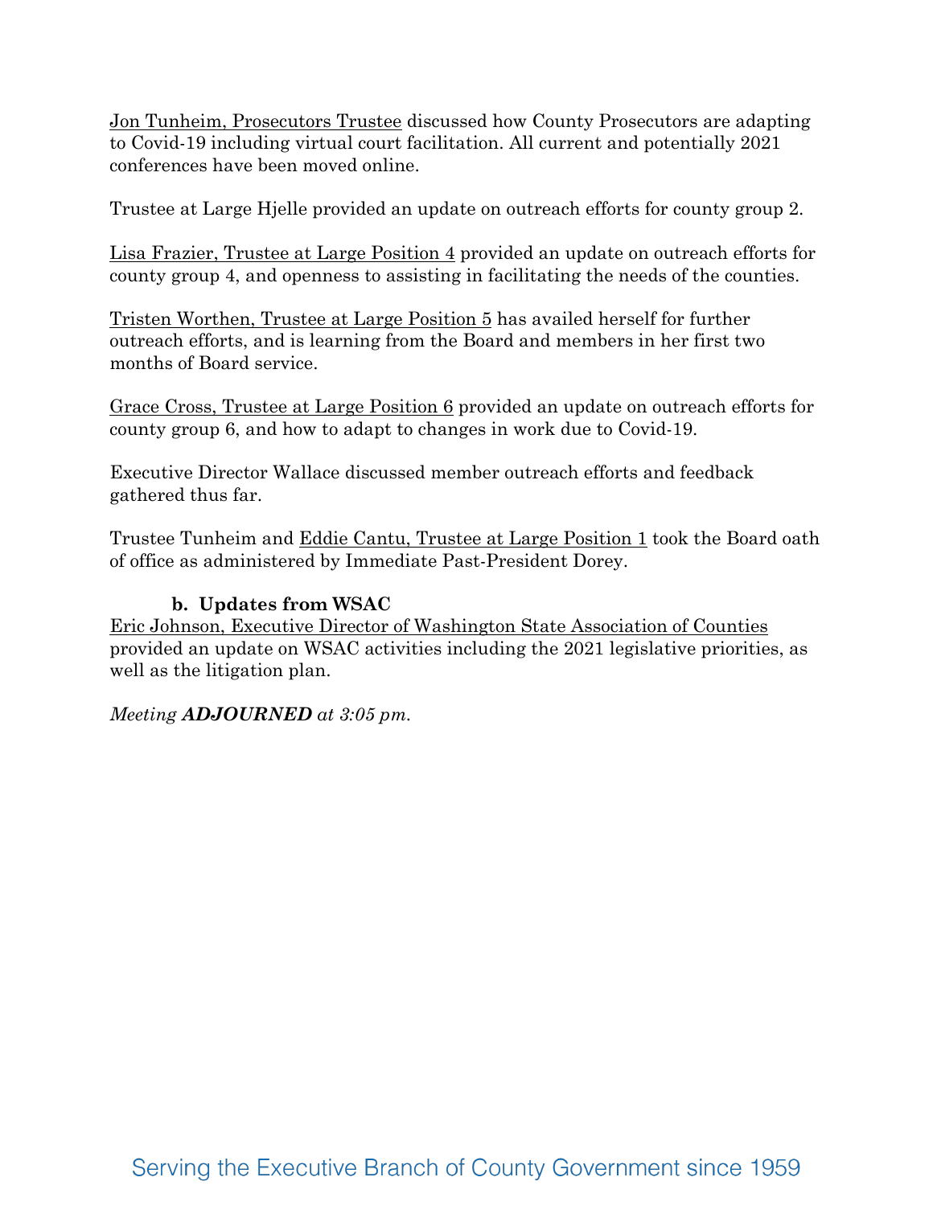Jon Tunheim, Prosecutors Trustee discussed how County Prosecutors are adapting to Covid-19 including virtual court facilitation. All current and potentially 2021 conferences have been moved online.

Trustee at Large Hjelle provided an update on outreach efforts for county group 2.

Lisa Frazier, Trustee at Large Position 4 provided an update on outreach efforts for county group 4, and openness to assisting in facilitating the needs of the counties.

Tristen Worthen, Trustee at Large Position 5 has availed herself for further outreach efforts, and is learning from the Board and members in her first two months of Board service.

Grace Cross, Trustee at Large Position 6 provided an update on outreach efforts for county group 6, and how to adapt to changes in work due to Covid-19.

Executive Director Wallace discussed member outreach efforts and feedback gathered thus far.

Trustee Tunheim and Eddie Cantu, Trustee at Large Position 1 took the Board oath of office as administered by Immediate Past-President Dorey.

**b. Updates from WSAC**

Eric Johnson, Executive Director of Washington State Association of Counties provided an update on WSAC activities including the 2021 legislative priorities, as well as the litigation plan.

*Meeting **ADJOURNED** at 3:05 pm.*